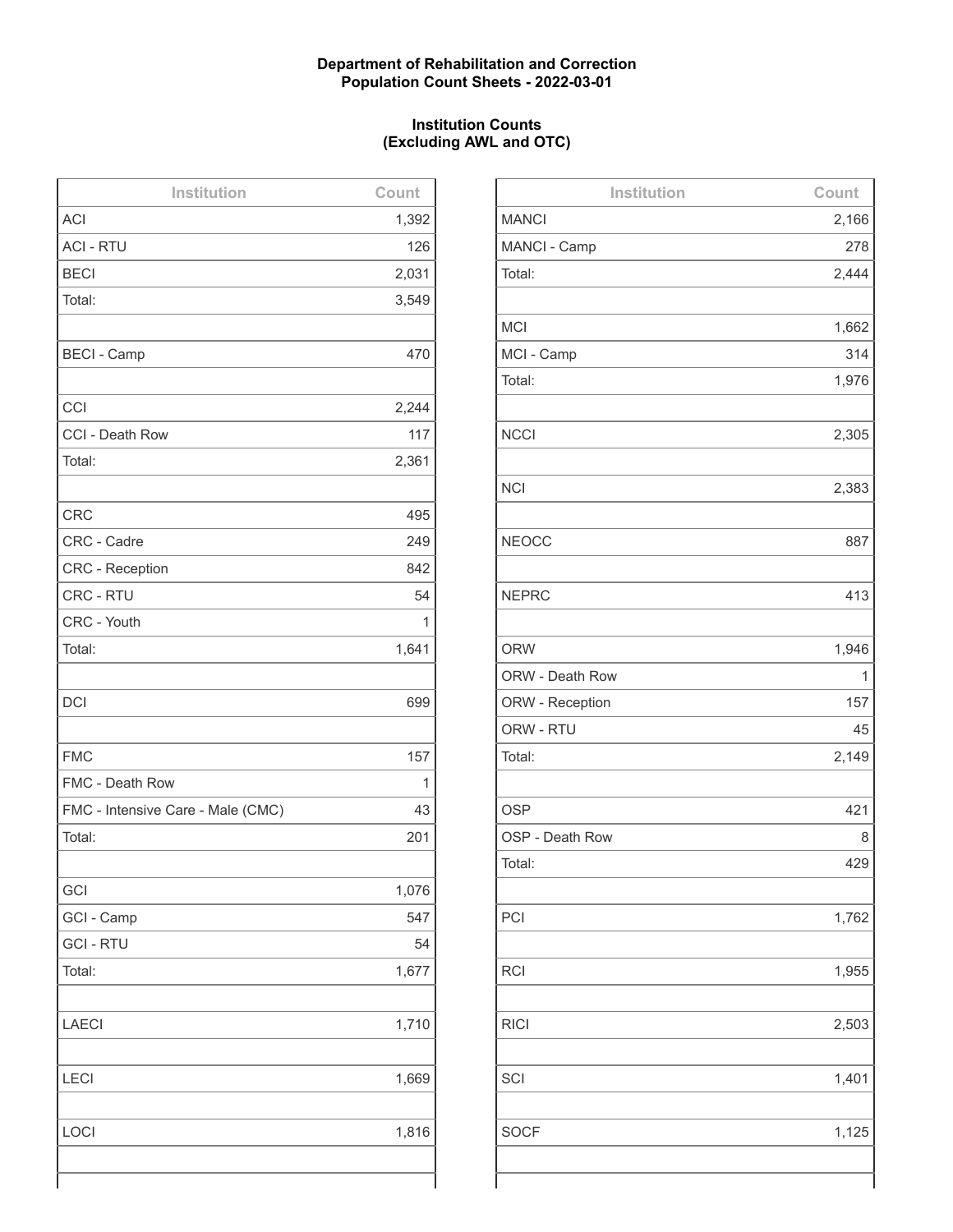**Department of Rehabilitation and Correction**
**Population Count Sheets - 2022-03-01**

**Institution Counts**
**(Excluding AWL and OTC)**

| Institution | Count |
|---|---|
| ACI | 1,392 |
| ACI - RTU | 126 |
| BECI | 2,031 |
| Total: | 3,549 |
| | |
| BECI - Camp | 470 |
| | |
| CCI | 2,244 |
| CCI - Death Row | 117 |
| Total: | 2,361 |
| | |
| CRC | 495 |
| CRC - Cadre | 249 |
| CRC - Reception | 842 |
| CRC - RTU | 54 |
| CRC - Youth | 1 |
| Total: | 1,641 |
| | |
| DCI | 699 |
| | |
| FMC | 157 |
| FMC - Death Row | 1 |
| FMC - Intensive Care - Male (CMC) | 43 |
| Total: | 201 |
| | |
| GCI | 1,076 |
| GCI - Camp | 547 |
| GCI - RTU | 54 |
| Total: | 1,677 |
| | |
| LAECI | 1,710 |
| | |
| LECI | 1,669 |
| | |
| LOCI | 1,816 |

| Institution | Count |
|---|---|
| MANCI | 2,166 |
| MANCI - Camp | 278 |
| Total: | 2,444 |
| | |
| MCI | 1,662 |
| MCI - Camp | 314 |
| Total: | 1,976 |
| | |
| NCCI | 2,305 |
| | |
| NCI | 2,383 |
| | |
| NEOCC | 887 |
| | |
| NEPRC | 413 |
| | |
| ORW | 1,946 |
| ORW - Death Row | 1 |
| ORW - Reception | 157 |
| ORW - RTU | 45 |
| Total: | 2,149 |
| | |
| OSP | 421 |
| OSP - Death Row | 8 |
| Total: | 429 |
| | |
| PCI | 1,762 |
| | |
| RCI | 1,955 |
| | |
| RICI | 2,503 |
| | |
| SCI | 1,401 |
| | |
| SOCF | 1,125 |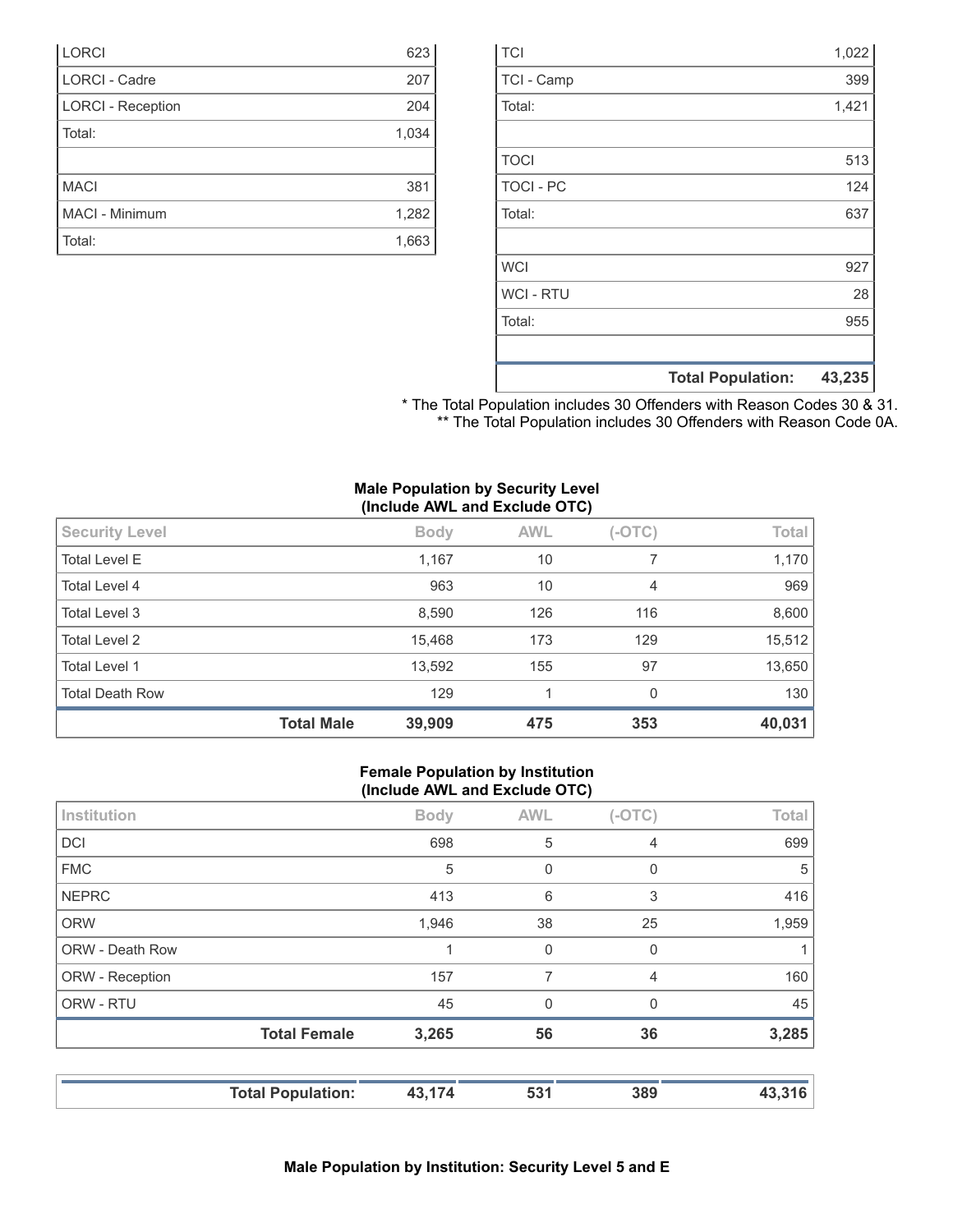| | |
|---|---|
| LORCI | 623 |
| LORCI - Cadre | 207 |
| LORCI - Reception | 204 |
| Total: | 1,034 |
| | |
| MACI | 381 |
| MACI - Minimum | 1,282 |
| Total: | 1,663 |

| | |
|---|---|
| TCI | 1,022 |
| TCI - Camp | 399 |
| Total: | 1,421 |
| | |
| TOCI | 513 |
| TOCI - PC | 124 |
| Total: | 637 |
| | |
| WCI | 927 |
| WCI - RTU | 28 |
| Total: | 955 |
| | |
| **Total Population:** | **43,235** |

* The Total Population includes 30 Offenders with Reason Codes 30 & 31.
** The Total Population includes 30 Offenders with Reason Code 0A.

**Male Population by Security Level (Include AWL and Exclude OTC)**

| Security Level | Body | AWL | (-OTC) | Total |
|---|---|---|---|---|
| Total Level E | 1,167 | 10 | 7 | 1,170 |
| Total Level 4 | 963 | 10 | 4 | 969 |
| Total Level 3 | 8,590 | 126 | 116 | 8,600 |
| Total Level 2 | 15,468 | 173 | 129 | 15,512 |
| Total Level 1 | 13,592 | 155 | 97 | 13,650 |
| Total Death Row | 129 | 1 | 0 | 130 |
| **Total Male** | **39,909** | **475** | **353** | **40,031** |

**Female Population by Institution (Include AWL and Exclude OTC)**

| Institution | Body | AWL | (-OTC) | Total |
|---|---|---|---|---|
| DCI | 698 | 5 | 4 | 699 |
| FMC | 5 | 0 | 0 | 5 |
| NEPRC | 413 | 6 | 3 | 416 |
| ORW | 1,946 | 38 | 25 | 1,959 |
| ORW - Death Row | 1 | 0 | 0 | 1 |
| ORW - Reception | 157 | 7 | 4 | 160 |
| ORW - RTU | 45 | 0 | 0 | 45 |
| **Total Female** | **3,265** | **56** | **36** | **3,285** |

| | | | | |
|---|---|---|---|---|
| **Total Population:** | **43,174** | **531** | **389** | **43,316** |

**Male Population by Institution: Security Level 5 and E**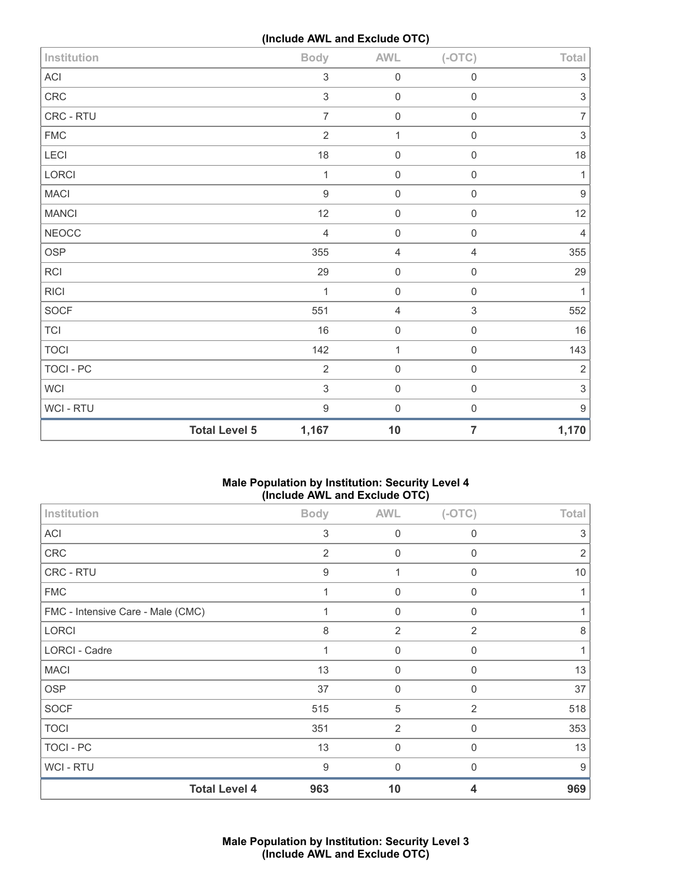(Include AWL and Exclude OTC)

| Institution | Body | AWL | (-OTC) | Total |
|---|---|---|---|---|
| ACI | 3 | 0 | 0 | 3 |
| CRC | 3 | 0 | 0 | 3 |
| CRC - RTU | 7 | 0 | 0 | 7 |
| FMC | 2 | 1 | 0 | 3 |
| LECI | 18 | 0 | 0 | 18 |
| LORCI | 1 | 0 | 0 | 1 |
| MACI | 9 | 0 | 0 | 9 |
| MANCI | 12 | 0 | 0 | 12 |
| NEOCC | 4 | 0 | 0 | 4 |
| OSP | 355 | 4 | 4 | 355 |
| RCI | 29 | 0 | 0 | 29 |
| RICI | 1 | 0 | 0 | 1 |
| SOCF | 551 | 4 | 3 | 552 |
| TCI | 16 | 0 | 0 | 16 |
| TOCI | 142 | 1 | 0 | 143 |
| TOCI - PC | 2 | 0 | 0 | 2 |
| WCI | 3 | 0 | 0 | 3 |
| WCI - RTU | 9 | 0 | 0 | 9 |
| **Total Level 5** | **1,167** | **10** | **7** | **1,170** |

## Male Population by Institution: Security Level 4
(Include AWL and Exclude OTC)

| Institution | Body | AWL | (-OTC) | Total |
|---|---|---|---|---|
| ACI | 3 | 0 | 0 | 3 |
| CRC | 2 | 0 | 0 | 2 |
| CRC - RTU | 9 | 1 | 0 | 10 |
| FMC | 1 | 0 | 0 | 1 |
| FMC - Intensive Care - Male (CMC) | 1 | 0 | 0 | 1 |
| LORCI | 8 | 2 | 2 | 8 |
| LORCI - Cadre | 1 | 0 | 0 | 1 |
| MACI | 13 | 0 | 0 | 13 |
| OSP | 37 | 0 | 0 | 37 |
| SOCF | 515 | 5 | 2 | 518 |
| TOCI | 351 | 2 | 0 | 353 |
| TOCI - PC | 13 | 0 | 0 | 13 |
| WCI - RTU | 9 | 0 | 0 | 9 |
| **Total Level 4** | **963** | **10** | **4** | **969** |

## Male Population by Institution: Security Level 3
(Include AWL and Exclude OTC)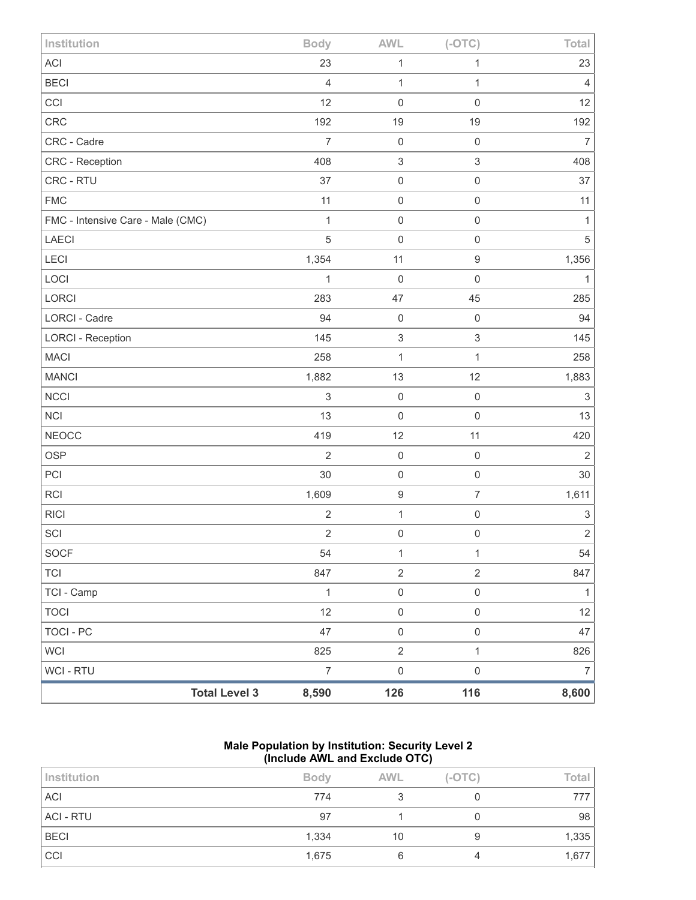| Institution | Body | AWL | (-OTC) | Total |
|---|---|---|---|---|
| ACI | 23 | 1 | 1 | 23 |
| BECI | 4 | 1 | 1 | 4 |
| CCI | 12 | 0 | 0 | 12 |
| CRC | 192 | 19 | 19 | 192 |
| CRC - Cadre | 7 | 0 | 0 | 7 |
| CRC - Reception | 408 | 3 | 3 | 408 |
| CRC - RTU | 37 | 0 | 0 | 37 |
| FMC | 11 | 0 | 0 | 11 |
| FMC - Intensive Care - Male (CMC) | 1 | 0 | 0 | 1 |
| LAECI | 5 | 0 | 0 | 5 |
| LECI | 1,354 | 11 | 9 | 1,356 |
| LOCI | 1 | 0 | 0 | 1 |
| LORCI | 283 | 47 | 45 | 285 |
| LORCI - Cadre | 94 | 0 | 0 | 94 |
| LORCI - Reception | 145 | 3 | 3 | 145 |
| MACI | 258 | 1 | 1 | 258 |
| MANCI | 1,882 | 13 | 12 | 1,883 |
| NCCI | 3 | 0 | 0 | 3 |
| NCI | 13 | 0 | 0 | 13 |
| NEOCC | 419 | 12 | 11 | 420 |
| OSP | 2 | 0 | 0 | 2 |
| PCI | 30 | 0 | 0 | 30 |
| RCI | 1,609 | 9 | 7 | 1,611 |
| RICI | 2 | 1 | 0 | 3 |
| SCI | 2 | 0 | 0 | 2 |
| SOCF | 54 | 1 | 1 | 54 |
| TCI | 847 | 2 | 2 | 847 |
| TCI - Camp | 1 | 0 | 0 | 1 |
| TOCI | 12 | 0 | 0 | 12 |
| TOCI - PC | 47 | 0 | 0 | 47 |
| WCI | 825 | 2 | 1 | 826 |
| WCI - RTU | 7 | 0 | 0 | 7 |
| **Total Level 3** | **8,590** | **126** | **116** | **8,600** |

**Male Population by Institution: Security Level 2 (Include AWL and Exclude OTC)**

| Institution | Body | AWL | (-OTC) | Total |
|---|---|---|---|---|
| ACI | 774 | 3 | 0 | 777 |
| ACI - RTU | 97 | 1 | 0 | 98 |
| BECI | 1,334 | 10 | 9 | 1,335 |
| CCI | 1,675 | 6 | 4 | 1,677 |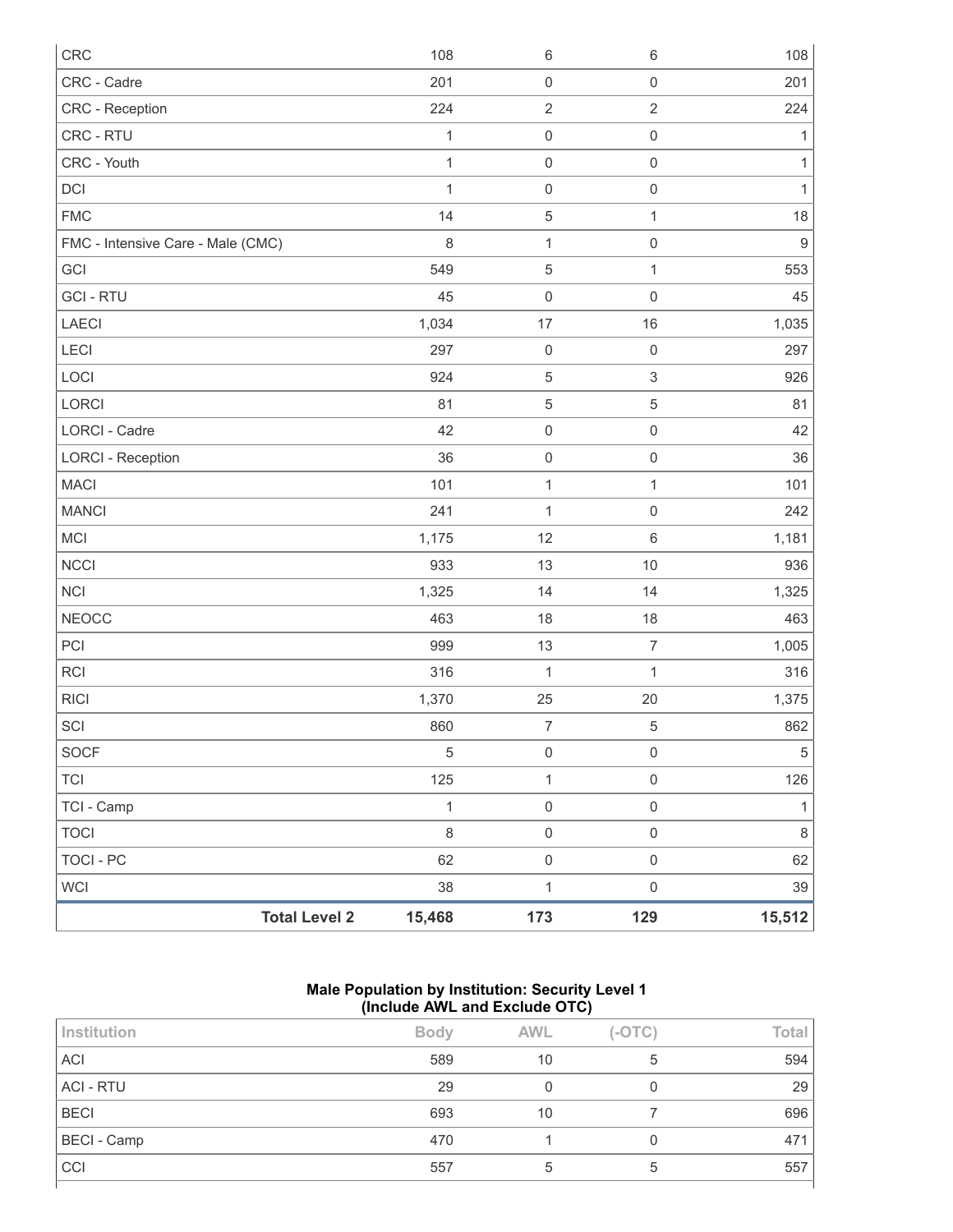| | | | | |
|---|---|---|---|---|
| CRC | 108 | 6 | 6 | 108 |
| CRC - Cadre | 201 | 0 | 0 | 201 |
| CRC - Reception | 224 | 2 | 2 | 224 |
| CRC - RTU | 1 | 0 | 0 | 1 |
| CRC - Youth | 1 | 0 | 0 | 1 |
| DCI | 1 | 0 | 0 | 1 |
| FMC | 14 | 5 | 1 | 18 |
| FMC - Intensive Care - Male (CMC) | 8 | 1 | 0 | 9 |
| GCI | 549 | 5 | 1 | 553 |
| GCI - RTU | 45 | 0 | 0 | 45 |
| LAECI | 1,034 | 17 | 16 | 1,035 |
| LECI | 297 | 0 | 0 | 297 |
| LOCI | 924 | 5 | 3 | 926 |
| LORCI | 81 | 5 | 5 | 81 |
| LORCI - Cadre | 42 | 0 | 0 | 42 |
| LORCI - Reception | 36 | 0 | 0 | 36 |
| MACI | 101 | 1 | 1 | 101 |
| MANCI | 241 | 1 | 0 | 242 |
| MCI | 1,175 | 12 | 6 | 1,181 |
| NCCI | 933 | 13 | 10 | 936 |
| NCI | 1,325 | 14 | 14 | 1,325 |
| NEOCC | 463 | 18 | 18 | 463 |
| PCI | 999 | 13 | 7 | 1,005 |
| RCI | 316 | 1 | 1 | 316 |
| RICI | 1,370 | 25 | 20 | 1,375 |
| SCI | 860 | 7 | 5 | 862 |
| SOCF | 5 | 0 | 0 | 5 |
| TCI | 125 | 1 | 0 | 126 |
| TCI - Camp | 1 | 0 | 0 | 1 |
| TOCI | 8 | 0 | 0 | 8 |
| TOCI - PC | 62 | 0 | 0 | 62 |
| WCI | 38 | 1 | 0 | 39 |
| **Total Level 2** | **15,468** | **173** | **129** | **15,512** |

**Male Population by Institution: Security Level 1 (Include AWL and Exclude OTC)**

| Institution | Body | AWL | (-OTC) | Total |
|---|---|---|---|---|
| ACI | 589 | 10 | 5 | 594 |
| ACI - RTU | 29 | 0 | 0 | 29 |
| BECI | 693 | 10 | 7 | 696 |
| BECI - Camp | 470 | 1 | 0 | 471 |
| CCI | 557 | 5 | 5 | 557 |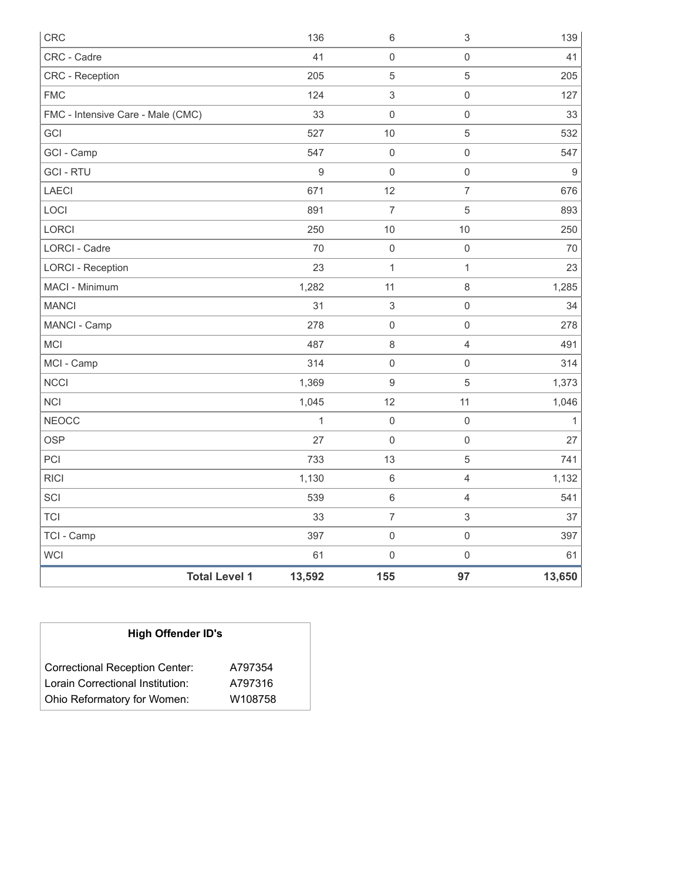| | | | | |
|---|---|---|---|---|
| CRC | 136 | 6 | 3 | 139 |
| CRC - Cadre | 41 | 0 | 0 | 41 |
| CRC - Reception | 205 | 5 | 5 | 205 |
| FMC | 124 | 3 | 0 | 127 |
| FMC - Intensive Care - Male (CMC) | 33 | 0 | 0 | 33 |
| GCI | 527 | 10 | 5 | 532 |
| GCI - Camp | 547 | 0 | 0 | 547 |
| GCI - RTU | 9 | 0 | 0 | 9 |
| LAECI | 671 | 12 | 7 | 676 |
| LOCI | 891 | 7 | 5 | 893 |
| LORCI | 250 | 10 | 10 | 250 |
| LORCI - Cadre | 70 | 0 | 0 | 70 |
| LORCI - Reception | 23 | 1 | 1 | 23 |
| MACI - Minimum | 1,282 | 11 | 8 | 1,285 |
| MANCI | 31 | 3 | 0 | 34 |
| MANCI - Camp | 278 | 0 | 0 | 278 |
| MCI | 487 | 8 | 4 | 491 |
| MCI - Camp | 314 | 0 | 0 | 314 |
| NCCI | 1,369 | 9 | 5 | 1,373 |
| NCI | 1,045 | 12 | 11 | 1,046 |
| NEOCC | 1 | 0 | 0 | 1 |
| OSP | 27 | 0 | 0 | 27 |
| PCI | 733 | 13 | 5 | 741 |
| RICI | 1,130 | 6 | 4 | 1,132 |
| SCI | 539 | 6 | 4 | 541 |
| TCI | 33 | 7 | 3 | 37 |
| TCI - Camp | 397 | 0 | 0 | 397 |
| WCI | 61 | 0 | 0 | 61 |
| **Total Level 1** | **13,592** | **155** | **97** | **13,650** |

| **High Offender ID's** | |
|---|---|
| Correctional Reception Center: | A797354 |
| Lorain Correctional Institution: | A797316 |
| Ohio Reformatory for Women: | W108758 |